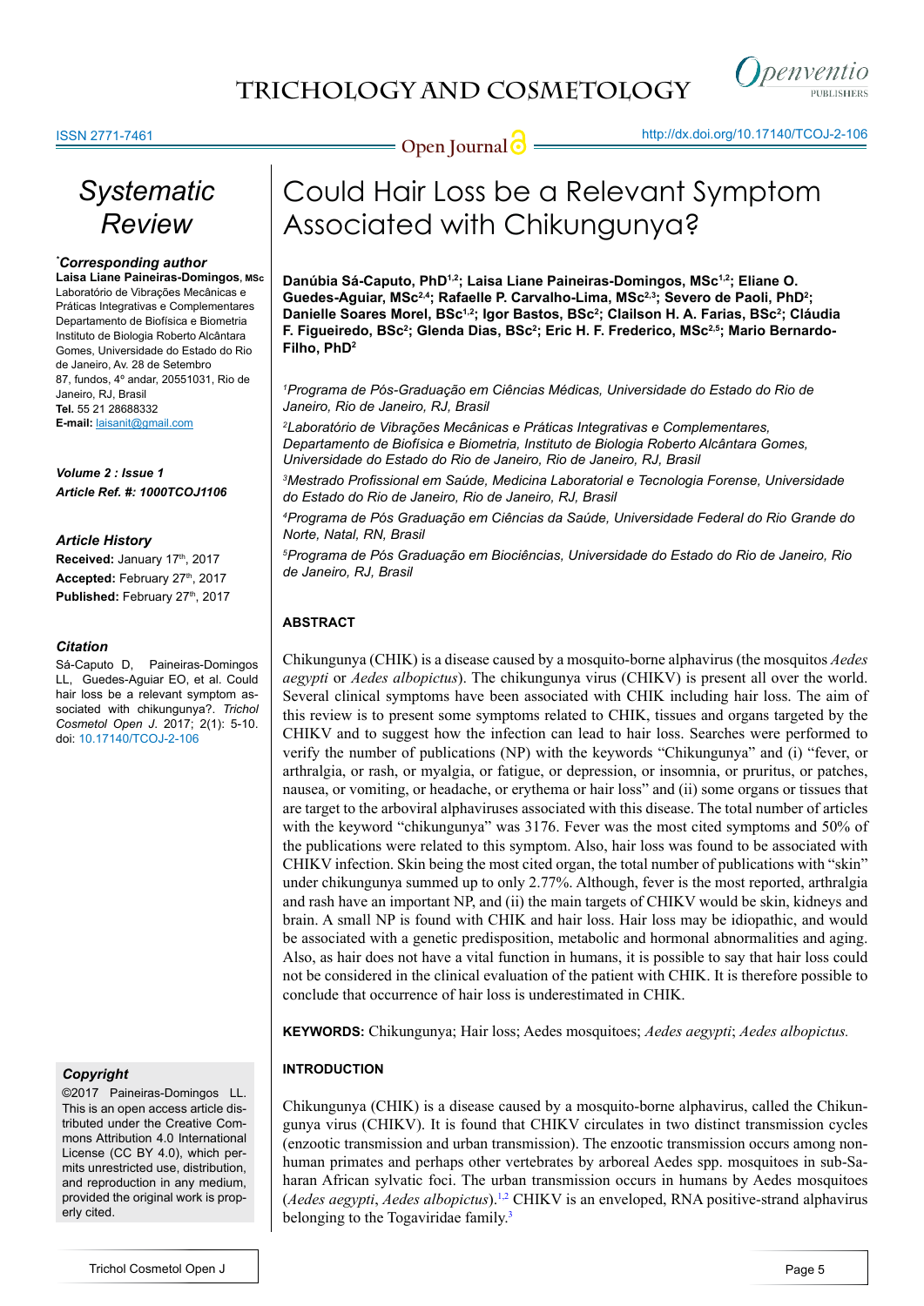Systematic Review

# Could Hair Loss be a Relevant Symptom Associated with Chikungunya?

**Danúbia Sá-Caputo, PhD[1,2]; Laisa Liane Paineiras-Domingos, MSc[1,2]; Eliane O. Guedes-Aguiar, MSc[2,4]; Rafaelle P. Carvalho-Lima, MSc[2,3]; Severo de Paoli, PhD[2]; Danielle Soares Morel, BSc[1,2]; Igor Bastos, BSc[2]; Clailson H. A. Farias, BSc[2]; Cláudia F. Figueiredo, BSc[2]; Glenda Dias, BSc[2]; Eric H. F. Frederico, MSc[2,5]; Mario Bernardo-Filho, PhD[2]**

*[1]Programa de Pós-Graduação em Ciências Médicas, Universidade do Estado do Rio de Janeiro, Rio de Janeiro, RJ, Brasil*

*[2]Laboratório de Vibrações Mecânicas e Práticas Integrativas e Complementares, Departamento de Biofísica e Biometria, Instituto de Biologia Roberto Alcântara Gomes, Universidade do Estado do Rio de Janeiro, Rio de Janeiro, RJ, Brasil*

*[3]Mestrado Profissional em Saúde, Medicina Laboratorial e Tecnologia Forense, Universidade do Estado do Rio de Janeiro, Rio de Janeiro, RJ, Brasil*

*[4]Programa de Pós Graduação em Ciências da Saúde, Universidade Federal do Rio Grande do Norte, Natal, RN, Brasil*

*[5]Programa de Pós Graduação em Biociências, Universidade do Estado do Rio de Janeiro, Rio de Janeiro, RJ, Brasil*

***Corresponding author**
**Laisa Liane Paineiras-Domingos, MSc**
Laboratório de Vibrações Mecânicas e Práticas Integrativas e Complementares Departamento de Biofísica e Biometria Instituto de Biologia Roberto Alcântara Gomes, Universidade do Rio de Janeiro, Av. 28 de Setembro 87, fundos, 4º andar, 20551031, Rio de Janeiro, RJ, Brasil
**Tel.** 55 21 28688332
**E-mail:** laisanit@gmail.com

***Volume 2 : Issue 1***
***Article Ref. #: 1000TCOJ1106***

### *Article History*

**Received:** January 17th, 2017
**Accepted:** February 27th, 2017
**Published:** February 27th, 2017

### *Citation*

Sá-Caputo D, Paineiras-Domingos LL, Guedes-Aguiar EO, et al. Could hair loss be a relevant symptom associated with chikungunya?. *Trichol Cosmetol Open J*. 2017; 2(1): 5-10. doi: 10.17140/TCOJ-2-106

### *Copyright*

©2017 Paineiras-Domingos LL. This is an open access article distributed under the Creative Commons Attribution 4.0 International License (CC BY 4.0), which permits unrestricted use, distribution, and reproduction in any medium, provided the original work is properly cited.

## ABSTRACT

Chikungunya (CHIK) is a disease caused by a mosquito-borne alphavirus (the mosquitos *Aedes aegypti* or *Aedes albopictus*). The chikungunya virus (CHIKV) is present all over the world. Several clinical symptoms have been associated with CHIK including hair loss. The aim of this review is to present some symptoms related to CHIK, tissues and organs targeted by the CHIKV and to suggest how the infection can lead to hair loss. Searches were performed to verify the number of publications (NP) with the keywords "Chikungunya" and (i) "fever, or arthralgia, or rash, or myalgia, or fatigue, or depression, or insomnia, or pruritus, or patches, nausea, or vomiting, or headache, or erythema or hair loss" and (ii) some organs or tissues that are target to the arboviral alphaviruses associated with this disease. The total number of articles with the keyword "chikungunya" was 3176. Fever was the most cited symptoms and 50% of the publications were related to this symptom. Also, hair loss was found to be associated with CHIKV infection. Skin being the most cited organ, the total number of publications with "skin" under chikungunya summed up to only 2.77%. Although, fever is the most reported, arthralgia and rash have an important NP, and (ii) the main targets of CHIKV would be skin, kidneys and brain. A small NP is found with CHIK and hair loss. Hair loss may be idiopathic, and would be associated with a genetic predisposition, metabolic and hormonal abnormalities and aging. Also, as hair does not have a vital function in humans, it is possible to say that hair loss could not be considered in the clinical evaluation of the patient with CHIK. It is therefore possible to conclude that occurrence of hair loss is underestimated in CHIK.

**KEYWORDS:** Chikungunya; Hair loss; Aedes mosquitoes; *Aedes aegypti*; *Aedes albopictus.*

## INTRODUCTION

Chikungunya (CHIK) is a disease caused by a mosquito-borne alphavirus, called the Chikungunya virus (CHIKV). It is found that CHIKV circulates in two distinct transmission cycles (enzootic transmission and urban transmission). The enzootic transmission occurs among non-human primates and perhaps other vertebrates by arboreal Aedes spp. mosquitoes in sub-Saharan African sylvatic foci. The urban transmission occurs in humans by Aedes mosquitoes (*Aedes aegypti*, *Aedes albopictus*).[1,2] CHIKV is an enveloped, RNA positive-strand alphavirus belonging to the Togaviridae family.[3]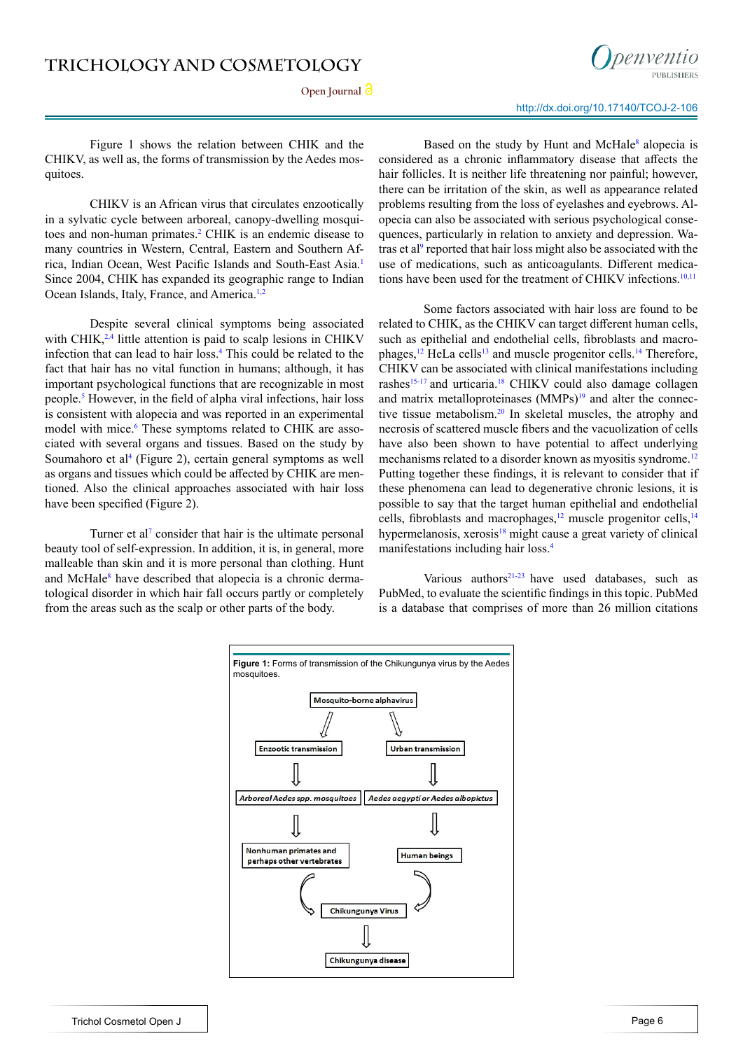Figure 1 shows the relation between CHIK and the CHIKV, as well as, the forms of transmission by the Aedes mosquitoes.

CHIKV is an African virus that circulates enzootically in a sylvatic cycle between arboreal, canopy-dwelling mosquitoes and non-human primates.[2] CHIK is an endemic disease to many countries in Western, Central, Eastern and Southern Africa, Indian Ocean, West Pacific Islands and South-East Asia.[1] Since 2004, CHIK has expanded its geographic range to Indian Ocean Islands, Italy, France, and America.[1,2]

Despite several clinical symptoms being associated with CHIK,[2,4] little attention is paid to scalp lesions in CHIKV infection that can lead to hair loss.[4] This could be related to the fact that hair has no vital function in humans; although, it has important psychological functions that are recognizable in most people.[5] However, in the field of alpha viral infections, hair loss is consistent with alopecia and was reported in an experimental model with mice.[6] These symptoms related to CHIK are associated with several organs and tissues. Based on the study by Soumahoro et al[4] (Figure 2), certain general symptoms as well as organs and tissues which could be affected by CHIK are mentioned. Also the clinical approaches associated with hair loss have been specified (Figure 2).

Turner et al[7] consider that hair is the ultimate personal beauty tool of self-expression. In addition, it is, in general, more malleable than skin and it is more personal than clothing. Hunt and McHale[8] have described that alopecia is a chronic dermatological disorder in which hair fall occurs partly or completely from the areas such as the scalp or other parts of the body.

Based on the study by Hunt and McHale[8] alopecia is considered as a chronic inflammatory disease that affects the hair follicles. It is neither life threatening nor painful; however, there can be irritation of the skin, as well as appearance related problems resulting from the loss of eyelashes and eyebrows. Alopecia can also be associated with serious psychological consequences, particularly in relation to anxiety and depression. Watras et al[9] reported that hair loss might also be associated with the use of medications, such as anticoagulants. Different medications have been used for the treatment of CHIKV infections.[10,11]

Some factors associated with hair loss are found to be related to CHIK, as the CHIKV can target different human cells, such as epithelial and endothelial cells, fibroblasts and macrophages,[12] HeLa cells[13] and muscle progenitor cells.[14] Therefore, CHIKV can be associated with clinical manifestations including rashes[15-17] and urticaria.[18] CHIKV could also damage collagen and matrix metalloproteinases (MMPs)[19] and alter the connective tissue metabolism.[20] In skeletal muscles, the atrophy and necrosis of scattered muscle fibers and the vacuolization of cells have also been shown to have potential to affect underlying mechanisms related to a disorder known as myositis syndrome.[12] Putting together these findings, it is relevant to consider that if these phenomena can lead to degenerative chronic lesions, it is possible to say that the target human epithelial and endothelial cells, fibroblasts and macrophages,[12] muscle progenitor cells,[14] hypermelanosis, xerosis[18] might cause a great variety of clinical manifestations including hair loss.[4]

Various authors[21-23] have used databases, such as PubMed, to evaluate the scientific findings in this topic. PubMed is a database that comprises of more than 26 million citations

**Figure 1:** Forms of transmission of the Chikungunya virus by the Aedes mosquitoes.

Mosquito-borne alphavirus → Enzootic transmission → *Arboreal Aedes spp. mosquitoes* → Nonhuman primates and perhaps other vertebrates → Chikungunya Virus

Mosquito-borne alphavirus → Urban transmission → *Aedes aegypti or Aedes albopictus* → Human beings → Chikungunya Virus

Chikungunya Virus → Chikungunya disease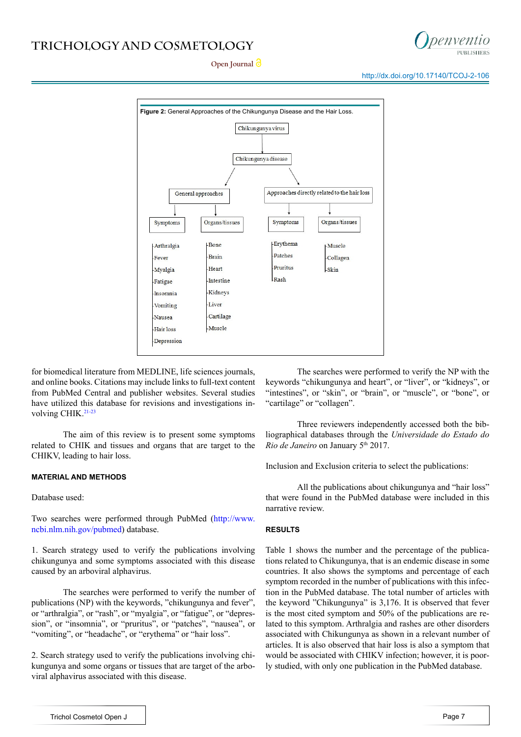**Figure 2:** General Approaches of the Chikungunya Disease and the Hair Loss.

- Chikungunya virus
  - Chikungunya disease
    - General approaches
      - Symptoms: Arthralgia, Fever, Myalgia, Fatigue, Insomnia, Vomiting, Nausea, Hair loss, Depression
      - Organs/tissues: Bone, Brain, Heart, Intestine, Kidneys, Liver, Cartilage, Muscle
    - Approaches directly related to the hair loss
      - Symptoms: Erythema, Patches, Pruritus, Rash
      - Organs/tissues: Muscle, Collagen, Skin

for biomedical literature from MEDLINE, life sciences journals, and online books. Citations may include links to full-text content from PubMed Central and publisher websites. Several studies have utilized this database for revisions and investigations involving CHIK.[21-23]

The aim of this review is to present some symptoms related to CHIK and tissues and organs that are target to the CHIKV, leading to hair loss.

## MATERIAL AND METHODS

Database used:

Two searches were performed through PubMed (http://www.ncbi.nlm.nih.gov/pubmed) database.

1. Search strategy used to verify the publications involving chikungunya and some symptoms associated with this disease caused by an arboviral alphavirus.

The searches were performed to verify the number of publications (NP) with the keywords, "chikungunya and fever", or "arthralgia", or "rash", or "myalgia", or "fatigue", or "depression", or "insomnia", or "pruritus", or "patches", "nausea", or "vomiting", or "headache", or "erythema" or "hair loss".

2. Search strategy used to verify the publications involving chikungunya and some organs or tissues that are target of the arboviral alphavirus associated with this disease.

The searches were performed to verify the NP with the keywords "chikungunya and heart", or "liver", or "kidneys", or "intestines", or "skin", or "brain", or "muscle", or "bone", or "cartilage" or "collagen".

Three reviewers independently accessed both the bibliographical databases through the *Universidade do Estado do Rio de Janeiro* on January 5th 2017.

Inclusion and Exclusion criteria to select the publications:

All the publications about chikungunya and "hair loss" that were found in the PubMed database were included in this narrative review.

## RESULTS

Table 1 shows the number and the percentage of the publications related to Chikungunya, that is an endemic disease in some countries. It also shows the symptoms and percentage of each symptom recorded in the number of publications with this infection in the PubMed database. The total number of articles with the keyword "Chikungunya" is 3,176. It is observed that fever is the most cited symptom and 50% of the publications are related to this symptom. Arthralgia and rashes are other disorders associated with Chikungunya as shown in a relevant number of articles. It is also observed that hair loss is also a symptom that would be associated with CHIKV infection; however, it is poorly studied, with only one publication in the PubMed database.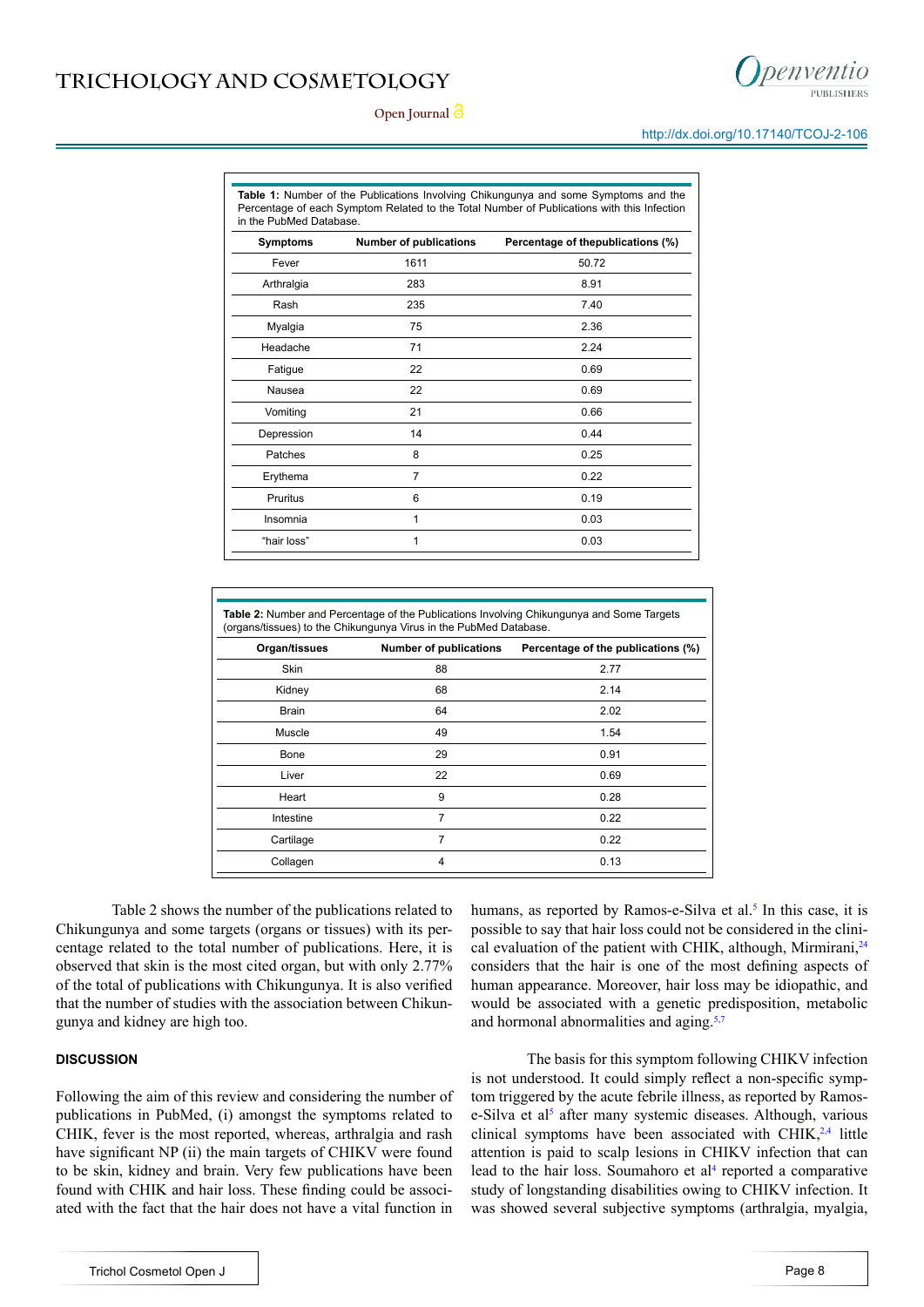**Table 1:** Number of the Publications Involving Chikungunya and some Symptoms and the Percentage of each Symptom Related to the Total Number of Publications with this Infection in the PubMed Database.

| Symptoms | Number of publications | Percentage of thepublications (%) |
|---|---|---|
| Fever | 1611 | 50.72 |
| Arthralgia | 283 | 8.91 |
| Rash | 235 | 7.40 |
| Myalgia | 75 | 2.36 |
| Headache | 71 | 2.24 |
| Fatigue | 22 | 0.69 |
| Nausea | 22 | 0.69 |
| Vomiting | 21 | 0.66 |
| Depression | 14 | 0.44 |
| Patches | 8 | 0.25 |
| Erythema | 7 | 0.22 |
| Pruritus | 6 | 0.19 |
| Insomnia | 1 | 0.03 |
| "hair loss" | 1 | 0.03 |

**Table 2:** Number and Percentage of the Publications Involving Chikungunya and Some Targets (organs/tissues) to the Chikungunya Virus in the PubMed Database.

| Organ/tissues | Number of publications | Percentage of the publications (%) |
|---|---|---|
| Skin | 88 | 2.77 |
| Kidney | 68 | 2.14 |
| Brain | 64 | 2.02 |
| Muscle | 49 | 1.54 |
| Bone | 29 | 0.91 |
| Liver | 22 | 0.69 |
| Heart | 9 | 0.28 |
| Intestine | 7 | 0.22 |
| Cartilage | 7 | 0.22 |
| Collagen | 4 | 0.13 |

Table 2 shows the number of the publications related to Chikungunya and some targets (organs or tissues) with its percentage related to the total number of publications. Here, it is observed that skin is the most cited organ, but with only 2.77% of the total of publications with Chikungunya. It is also verified that the number of studies with the association between Chikungunya and kidney are high too.

## DISCUSSION

Following the aim of this review and considering the number of publications in PubMed, (i) amongst the symptoms related to CHIK, fever is the most reported, whereas, arthralgia and rash have significant NP (ii) the main targets of CHIKV were found to be skin, kidney and brain. Very few publications have been found with CHIK and hair loss. These finding could be associated with the fact that the hair does not have a vital function in humans, as reported by Ramos-e-Silva et al.[5] In this case, it is possible to say that hair loss could not be considered in the clinical evaluation of the patient with CHIK, although, Mirmirani,[24] considers that the hair is one of the most defining aspects of human appearance. Moreover, hair loss may be idiopathic, and would be associated with a genetic predisposition, metabolic and hormonal abnormalities and aging.[5,7]

The basis for this symptom following CHIKV infection is not understood. It could simply reflect a non-specific symptom triggered by the acute febrile illness, as reported by Ramos-e-Silva et al[5] after many systemic diseases. Although, various clinical symptoms have been associated with CHIK,[2,4] little attention is paid to scalp lesions in CHIKV infection that can lead to the hair loss. Soumahoro et al[4] reported a comparative study of longstanding disabilities owing to CHIKV infection. It was showed several subjective symptoms (arthralgia, myalgia,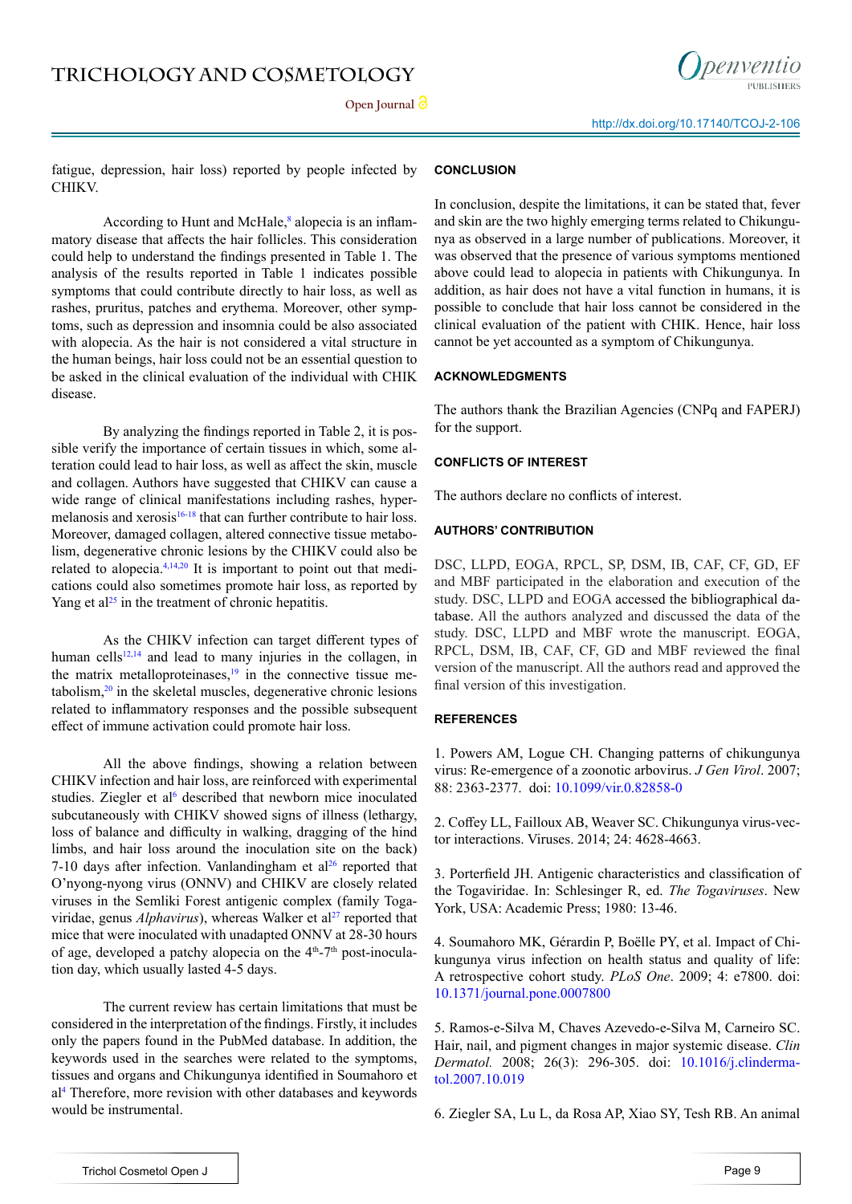fatigue, depression, hair loss) reported by people infected by CHIKV.

According to Hunt and McHale,[8] alopecia is an inflammatory disease that affects the hair follicles. This consideration could help to understand the findings presented in Table 1. The analysis of the results reported in Table 1 indicates possible symptoms that could contribute directly to hair loss, as well as rashes, pruritus, patches and erythema. Moreover, other symptoms, such as depression and insomnia could be also associated with alopecia. As the hair is not considered a vital structure in the human beings, hair loss could not be an essential question to be asked in the clinical evaluation of the individual with CHIK disease.

By analyzing the findings reported in Table 2, it is possible verify the importance of certain tissues in which, some alteration could lead to hair loss, as well as affect the skin, muscle and collagen. Authors have suggested that CHIKV can cause a wide range of clinical manifestations including rashes, hypermelanosis and xerosis[16-18] that can further contribute to hair loss. Moreover, damaged collagen, altered connective tissue metabolism, degenerative chronic lesions by the CHIKV could also be related to alopecia.[4,14,20] It is important to point out that medications could also sometimes promote hair loss, as reported by Yang et al[25] in the treatment of chronic hepatitis.

As the CHIKV infection can target different types of human cells[12,14] and lead to many injuries in the collagen, in the matrix metalloproteinases,[19] in the connective tissue metabolism,[20] in the skeletal muscles, degenerative chronic lesions related to inflammatory responses and the possible subsequent effect of immune activation could promote hair loss.

All the above findings, showing a relation between CHIKV infection and hair loss, are reinforced with experimental studies. Ziegler et al[6] described that newborn mice inoculated subcutaneously with CHIKV showed signs of illness (lethargy, loss of balance and difficulty in walking, dragging of the hind limbs, and hair loss around the inoculation site on the back) 7-10 days after infection. Vanlandingham et al[26] reported that O'nyong-nyong virus (ONNV) and CHIKV are closely related viruses in the Semliki Forest antigenic complex (family Togaviridae, genus *Alphavirus*), whereas Walker et al[27] reported that mice that were inoculated with unadapted ONNV at 28-30 hours of age, developed a patchy alopecia on the 4th-7th post-inoculation day, which usually lasted 4-5 days.

The current review has certain limitations that must be considered in the interpretation of the findings. Firstly, it includes only the papers found in the PubMed database. In addition, the keywords used in the searches were related to the symptoms, tissues and organs and Chikungunya identified in Soumahoro et al[4] Therefore, more revision with other databases and keywords would be instrumental.

## CONCLUSION

In conclusion, despite the limitations, it can be stated that, fever and skin are the two highly emerging terms related to Chikungunya as observed in a large number of publications. Moreover, it was observed that the presence of various symptoms mentioned above could lead to alopecia in patients with Chikungunya. In addition, as hair does not have a vital function in humans, it is possible to conclude that hair loss cannot be considered in the clinical evaluation of the patient with CHIK. Hence, hair loss cannot be yet accounted as a symptom of Chikungunya.

## ACKNOWLEDGMENTS

The authors thank the Brazilian Agencies (CNPq and FAPERJ) for the support.

## CONFLICTS OF INTEREST

The authors declare no conflicts of interest.

## AUTHORS' CONTRIBUTION

DSC, LLPD, EOGA, RPCL, SP, DSM, IB, CAF, CF, GD, EF and MBF participated in the elaboration and execution of the study. DSC, LLPD and EOGA accessed the bibliographical database. All the authors analyzed and discussed the data of the study. DSC, LLPD and MBF wrote the manuscript. EOGA, RPCL, DSM, IB, CAF, CF, GD and MBF reviewed the final version of the manuscript. All the authors read and approved the final version of this investigation.

## REFERENCES

1. Powers AM, Logue CH. Changing patterns of chikungunya virus: Re-emergence of a zoonotic arbovirus. *J Gen Virol*. 2007; 88: 2363-2377. doi: 10.1099/vir.0.82858-0

2. Coffey LL, Failloux AB, Weaver SC. Chikungunya virus-vector interactions. Viruses. 2014; 24: 4628-4663.

3. Porterfield JH. Antigenic characteristics and classification of the Togaviridae. In: Schlesinger R, ed. *The Togaviruses*. New York, USA: Academic Press; 1980: 13-46.

4. Soumahoro MK, Gérardin P, Boëlle PY, et al. Impact of Chikungunya virus infection on health status and quality of life: A retrospective cohort study. *PLoS One*. 2009; 4: e7800. doi: 10.1371/journal.pone.0007800

5. Ramos-e-Silva M, Chaves Azevedo-e-Silva M, Carneiro SC. Hair, nail, and pigment changes in major systemic disease. *Clin Dermatol.* 2008; 26(3): 296-305. doi: 10.1016/j.clindermatol.2007.10.019

6. Ziegler SA, Lu L, da Rosa AP, Xiao SY, Tesh RB. An animal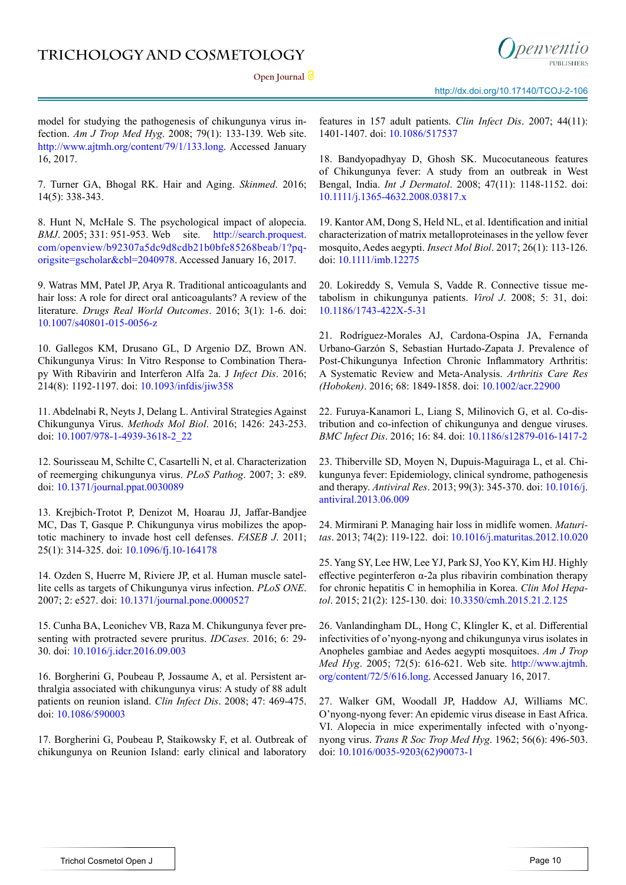model for studying the pathogenesis of chikungunya virus infection. *Am J Trop Med Hyg*. 2008; 79(1): 133-139. Web site. http://www.ajtmh.org/content/79/1/133.long. Accessed January 16, 2017.

7. Turner GA, Bhogal RK. Hair and Aging. *Skinmed*. 2016; 14(5): 338-343.

8. Hunt N, McHale S. The psychological impact of alopecia. *BMJ*. 2005; 331: 951-953. Web site. http://search.proquest.com/openview/b92307a5dc9d8cdb21b0bfe85268beab/1?pq-origsite=gscholar&cbl=2040978. Accessed January 16, 2017.

9. Watras MM, Patel JP, Arya R. Traditional anticoagulants and hair loss: A role for direct oral anticoagulants? A review of the literature. *Drugs Real World Outcomes*. 2016; 3(1): 1-6. doi: 10.1007/s40801-015-0056-z

10. Gallegos KM, Drusano GL, D Argenio DZ, Brown AN. Chikungunya Virus: In Vitro Response to Combination Therapy With Ribavirin and Interferon Alfa 2a. J *Infect Dis*. 2016; 214(8): 1192-1197. doi: 10.1093/infdis/jiw358

11. Abdelnabi R, Neyts J, Delang L. Antiviral Strategies Against Chikungunya Virus. *Methods Mol Biol*. 2016; 1426: 243-253. doi: 10.1007/978-1-4939-3618-2_22

12. Sourisseau M, Schilte C, Casartelli N, et al. Characterization of reemerging chikungunya virus. *PLoS Pathog*. 2007; 3: e89. doi: 10.1371/journal.ppat.0030089

13. Krejbich-Trotot P, Denizot M, Hoarau JJ, Jaffar-Bandjee MC, Das T, Gasque P. Chikungunya virus mobilizes the apoptotic machinery to invade host cell defenses. *FASEB J*. 2011; 25(1): 314-325. doi: 10.1096/fj.10-164178

14. Ozden S, Huerre M, Riviere JP, et al. Human muscle satellite cells as targets of Chikungunya virus infection. *PLoS ONE*. 2007; 2: e527. doi: 10.1371/journal.pone.0000527

15. Cunha BA, Leonichev VB, Raza M. Chikungunya fever presenting with protracted severe pruritus. *IDCases*. 2016; 6: 29-30. doi: 10.1016/j.idcr.2016.09.003

16. Borgherini G, Poubeau P, Jossaume A, et al. Persistent arthralgia associated with chikungunya virus: A study of 88 adult patients on reunion island. *Clin Infect Dis*. 2008; 47: 469-475. doi: 10.1086/590003

17. Borgherini G, Poubeau P, Staikowsky F, et al. Outbreak of chikungunya on Reunion Island: early clinical and laboratory features in 157 adult patients. *Clin Infect Dis*. 2007; 44(11): 1401-1407. doi: 10.1086/517537

18. Bandyopadhyay D, Ghosh SK. Mucocutaneous features of Chikungunya fever: A study from an outbreak in West Bengal, India. *Int J Dermatol*. 2008; 47(11): 1148-1152. doi: 10.1111/j.1365-4632.2008.03817.x

19. Kantor AM, Dong S, Held NL, et al. Identification and initial characterization of matrix metalloproteinases in the yellow fever mosquito, Aedes aegypti. *Insect Mol Biol*. 2017; 26(1): 113-126. doi: 10.1111/imb.12275

20. Lokireddy S, Vemula S, Vadde R. Connective tissue metabolism in chikungunya patients. *Virol J*. 2008; 5: 31, doi: 10.1186/1743-422X-5-31

21. Rodríguez-Morales AJ, Cardona-Ospina JA, Fernanda Urbano-Garzón S, Sebastian Hurtado-Zapata J. Prevalence of Post-Chikungunya Infection Chronic Inflammatory Arthritis: A Systematic Review and Meta-Analysis. *Arthritis Care Res (Hoboken)*. 2016; 68: 1849-1858. doi: 10.1002/acr.22900

22. Furuya-Kanamori L, Liang S, Milinovich G, et al. Co-distribution and co-infection of chikungunya and dengue viruses. *BMC Infect Dis*. 2016; 16: 84. doi: 10.1186/s12879-016-1417-2

23. Thiberville SD, Moyen N, Dupuis-Maguiraga L, et al. Chikungunya fever: Epidemiology, clinical syndrome, pathogenesis and therapy. *Antiviral Res*. 2013; 99(3): 345-370. doi: 10.1016/j.antiviral.2013.06.009

24. Mirmirani P. Managing hair loss in midlife women. *Maturitas*. 2013; 74(2): 119-122. doi: 10.1016/j.maturitas.2012.10.020

25. Yang SY, Lee HW, Lee YJ, Park SJ, Yoo KY, Kim HJ. Highly effective peginterferon α-2a plus ribavirin combination therapy for chronic hepatitis C in hemophilia in Korea. *Clin Mol Hepatol*. 2015; 21(2): 125-130. doi: 10.3350/cmh.2015.21.2.125

26. Vanlandingham DL, Hong C, Klingler K, et al. Differential infectivities of o'nyong-nyong and chikungunya virus isolates in Anopheles gambiae and Aedes aegypti mosquitoes. *Am J Trop Med Hyg*. 2005; 72(5): 616-621. Web site. http://www.ajtmh.org/content/72/5/616.long. Accessed January 16, 2017.

27. Walker GM, Woodall JP, Haddow AJ, Williams MC. O'nyong-nyong fever: An epidemic virus disease in East Africa. VI. Alopecia in mice experimentally infected with o'nyong-nyong virus. *Trans R Soc Trop Med Hyg*. 1962; 56(6): 496-503. doi: 10.1016/0035-9203(62)90073-1